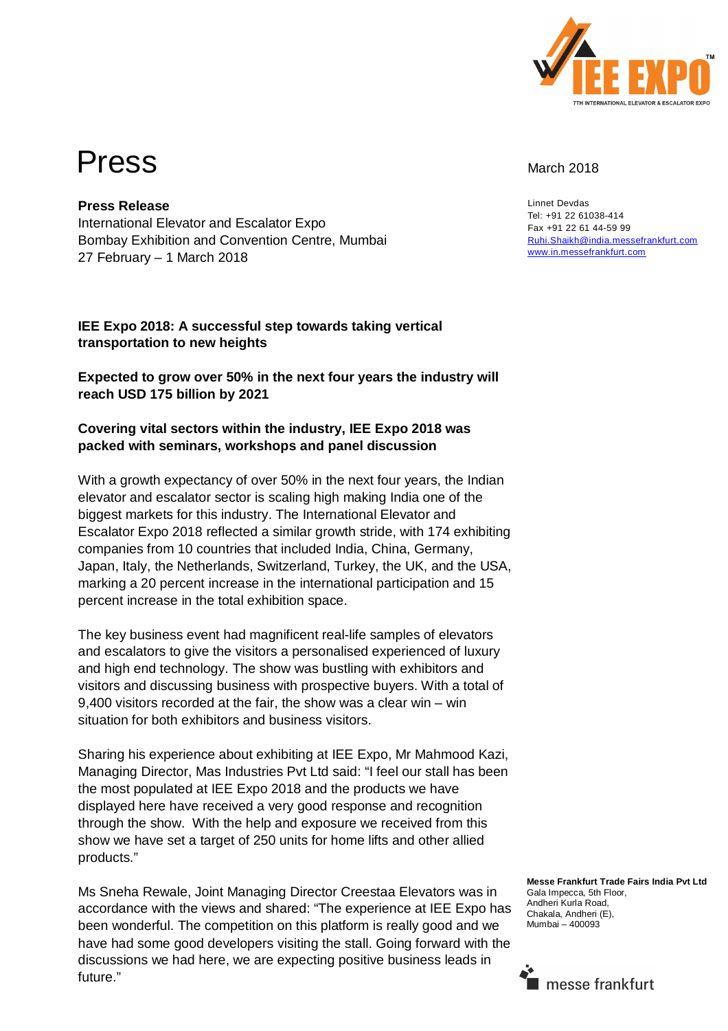# Press

March 2018

**Press Release**
International Elevator and Escalator Expo
Bombay Exhibition and Convention Centre, Mumbai
27 February – 1 March 2018

Linnet Devdas
Tel: +91 22 61038-414
Fax +91 22 61 44-59 99
Ruhi.Shaikh@india.messefrankfurt.com
www.in.messefrankfurt.com

**IEE Expo 2018: A successful step towards taking vertical transportation to new heights**

**Expected to grow over 50% in the next four years the industry will reach USD 175 billion by 2021**

**Covering vital sectors within the industry, IEE Expo 2018 was packed with seminars, workshops and panel discussion**

With a growth expectancy of over 50% in the next four years, the Indian elevator and escalator sector is scaling high making India one of the biggest markets for this industry. The International Elevator and Escalator Expo 2018 reflected a similar growth stride, with 174 exhibiting companies from 10 countries that included India, China, Germany, Japan, Italy, the Netherlands, Switzerland, Turkey, the UK, and the USA, marking a 20 percent increase in the international participation and 15 percent increase in the total exhibition space.

The key business event had magnificent real-life samples of elevators and escalators to give the visitors a personalised experienced of luxury and high end technology. The show was bustling with exhibitors and visitors and discussing business with prospective buyers. With a total of 9,400 visitors recorded at the fair, the show was a clear win – win situation for both exhibitors and business visitors.

Sharing his experience about exhibiting at IEE Expo, Mr Mahmood Kazi, Managing Director, Mas Industries Pvt Ltd said: "I feel our stall has been the most populated at IEE Expo 2018 and the products we have displayed here have received a very good response and recognition through the show. With the help and exposure we received from this show we have set a target of 250 units for home lifts and other allied products."

Ms Sneha Rewale, Joint Managing Director Creestaa Elevators was in accordance with the views and shared: "The experience at IEE Expo has been wonderful. The competition on this platform is really good and we have had some good developers visiting the stall. Going forward with the discussions we had here, we are expecting positive business leads in future."

**Messe Frankfurt Trade Fairs India Pvt Ltd**
Gala Impecca, 5th Floor,
Andheri Kurla Road,
Chakala, Andheri (E),
Mumbai – 400093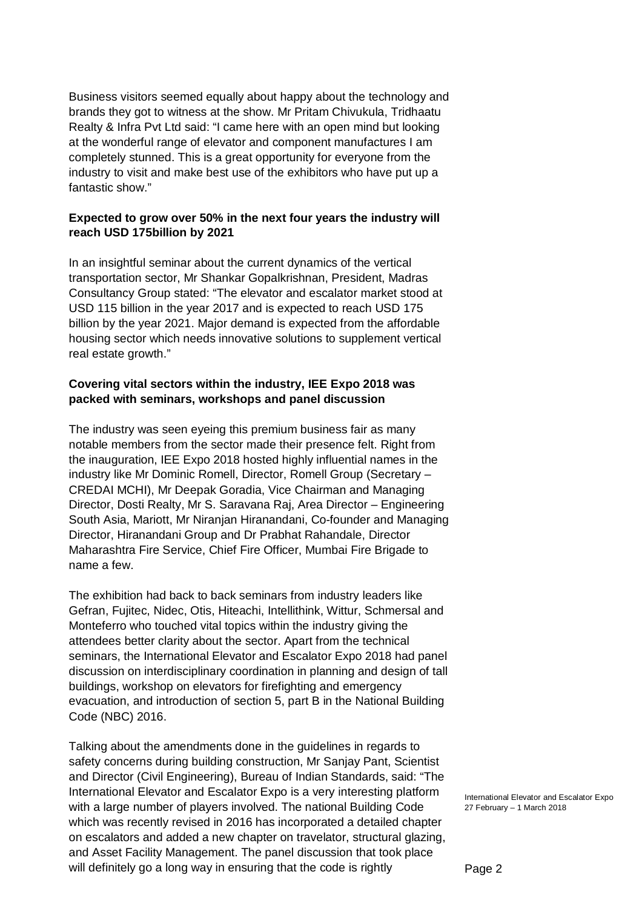Business visitors seemed equally about happy about the technology and brands they got to witness at the show. Mr Pritam Chivukula, Tridhaatu Realty & Infra Pvt Ltd said: "I came here with an open mind but looking at the wonderful range of elevator and component manufactures I am completely stunned. This is a great opportunity for everyone from the industry to visit and make best use of the exhibitors who have put up a fantastic show."

**Expected to grow over 50% in the next four years the industry will reach USD 175billion by 2021**

In an insightful seminar about the current dynamics of the vertical transportation sector, Mr Shankar Gopalkrishnan, President, Madras Consultancy Group stated: "The elevator and escalator market stood at USD 115 billion in the year 2017 and is expected to reach USD 175 billion by the year 2021. Major demand is expected from the affordable housing sector which needs innovative solutions to supplement vertical real estate growth."

**Covering vital sectors within the industry, IEE Expo 2018 was packed with seminars, workshops and panel discussion**

The industry was seen eyeing this premium business fair as many notable members from the sector made their presence felt. Right from the inauguration, IEE Expo 2018 hosted highly influential names in the industry like Mr Dominic Romell, Director, Romell Group (Secretary – CREDAI MCHI), Mr Deepak Goradia, Vice Chairman and Managing Director, Dosti Realty, Mr S. Saravana Raj, Area Director – Engineering South Asia, Mariott, Mr Niranjan Hiranandani, Co-founder and Managing Director, Hiranandani Group and Dr Prabhat Rahandale, Director Maharashtra Fire Service, Chief Fire Officer, Mumbai Fire Brigade to name a few.

The exhibition had back to back seminars from industry leaders like Gefran, Fujitec, Nidec, Otis, Hiteachi, Intellithink, Wittur, Schmersal and Monteferro who touched vital topics within the industry giving the attendees better clarity about the sector. Apart from the technical seminars, the International Elevator and Escalator Expo 2018 had panel discussion on interdisciplinary coordination in planning and design of tall buildings, workshop on elevators for firefighting and emergency evacuation, and introduction of section 5, part B in the National Building Code (NBC) 2016.

Talking about the amendments done in the guidelines in regards to safety concerns during building construction, Mr Sanjay Pant, Scientist and Director (Civil Engineering), Bureau of Indian Standards, said: "The International Elevator and Escalator Expo is a very interesting platform with a large number of players involved. The national Building Code which was recently revised in 2016 has incorporated a detailed chapter on escalators and added a new chapter on travelator, structural glazing, and Asset Facility Management. The panel discussion that took place will definitely go a long way in ensuring that the code is rightly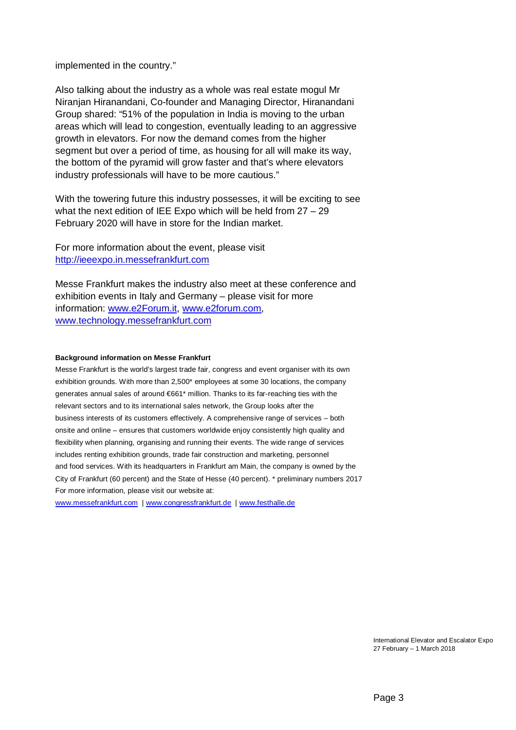implemented in the country."

Also talking about the industry as a whole was real estate mogul Mr Niranjan Hiranandani, Co-founder and Managing Director, Hiranandani Group shared: "51% of the population in India is moving to the urban areas which will lead to congestion, eventually leading to an aggressive growth in elevators. For now the demand comes from the higher segment but over a period of time, as housing for all will make its way, the bottom of the pyramid will grow faster and that's where elevators industry professionals will have to be more cautious."

With the towering future this industry possesses, it will be exciting to see what the next edition of IEE Expo which will be held from 27 – 29 February 2020 will have in store for the Indian market.

For more information about the event, please visit http://ieeexpo.in.messefrankfurt.com

Messe Frankfurt makes the industry also meet at these conference and exhibition events in Italy and Germany – please visit for more information: www.e2Forum.it, www.e2forum.com, www.technology.messefrankfurt.com

**Background information on Messe Frankfurt**

Messe Frankfurt is the world's largest trade fair, congress and event organiser with its own exhibition grounds. With more than 2,500* employees at some 30 locations, the company generates annual sales of around €661* million. Thanks to its far-reaching ties with the relevant sectors and to its international sales network, the Group looks after the business interests of its customers effectively. A comprehensive range of services – both onsite and online – ensures that customers worldwide enjoy consistently high quality and flexibility when planning, organising and running their events. The wide range of services includes renting exhibition grounds, trade fair construction and marketing, personnel and food services. With its headquarters in Frankfurt am Main, the company is owned by the City of Frankfurt (60 percent) and the State of Hesse (40 percent). * preliminary numbers 2017

For more information, please visit our website at:

www.messefrankfurt.com | www.congressfrankfurt.de | www.festhalle.de